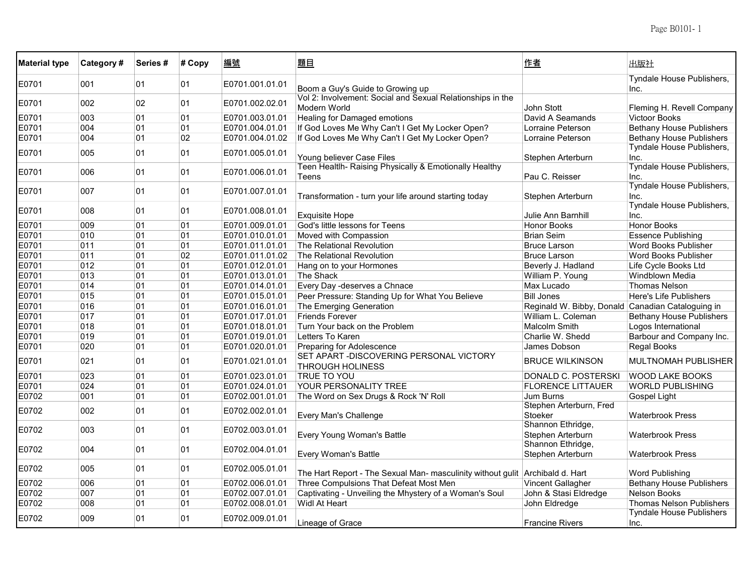| Material type | Category # | Series # | # Copy | 編號 | 題目 | 作者 | 出版社 |
|---|---|---|---|---|---|---|---|
| E0701 | 001 | 01 | 01 | E0701.001.01.01 | Boom a Guy's Guide to Growing up | | Tyndale House Publishers, Inc. |
| E0701 | 002 | 02 | 01 | E0701.002.02.01 | Vol 2: Involvement: Social and Sexual Relationships in the Modern World | John Stott | Fleming H. Revell Company |
| E0701 | 003 | 01 | 01 | E0701.003.01.01 | Healing for Damaged emotions | David A Seamands | Victoor Books |
| E0701 | 004 | 01 | 01 | E0701.004.01.01 | If God Loves Me Why Can't I Get My Locker Open? | Lorraine Peterson | Bethany House Publishers |
| E0701 | 004 | 01 | 02 | E0701.004.01.02 | If God Loves Me Why Can't I Get My Locker Open? | Lorraine Peterson | Bethany House Publishers |
| E0701 | 005 | 01 | 01 | E0701.005.01.01 | Young believer Case Files | Stephen Arterburn | Tyndale House Publishers, Inc. |
| E0701 | 006 | 01 | 01 | E0701.006.01.01 | Teen Healtlh- Raising Physically & Emotionally Healthy Teens | Pau C. Reisser | Tyndale House Publishers, Inc. |
| E0701 | 007 | 01 | 01 | E0701.007.01.01 | Transformation - turn your life around starting today | Stephen Arterburn | Tyndale House Publishers, Inc. |
| E0701 | 008 | 01 | 01 | E0701.008.01.01 | Exquisite Hope | Julie Ann Barnhill | Tyndale House Publishers, Inc. |
| E0701 | 009 | 01 | 01 | E0701.009.01.01 | God's little lessons for Teens | Honor Books | Honor Books |
| E0701 | 010 | 01 | 01 | E0701.010.01.01 | Moved with Compassion | Brian Seim | Essence Publishing |
| E0701 | 011 | 01 | 01 | E0701.011.01.01 | The Relational Revolution | Bruce Larson | Word Books Publisher |
| E0701 | 011 | 01 | 02 | E0701.011.01.02 | The Relational Revolution | Bruce Larson | Word Books Publisher |
| E0701 | 012 | 01 | 01 | E0701.012.01.01 | Hang on to your Hormones | Beverly J. Hadland | Life Cycle Books Ltd |
| E0701 | 013 | 01 | 01 | E0701.013.01.01 | The Shack | William P. Young | Windblown Media |
| E0701 | 014 | 01 | 01 | E0701.014.01.01 | Every Day -deserves a Chnace | Max Lucado | Thomas Nelson |
| E0701 | 015 | 01 | 01 | E0701.015.01.01 | Peer Pressure: Standing Up for What You Believe | Bill Jones | Here's Life Publishers |
| E0701 | 016 | 01 | 01 | E0701.016.01.01 | The Emerging Generation | Reginald W. Bibby, Donald | Canadian Cataloguing in |
| E0701 | 017 | 01 | 01 | E0701.017.01.01 | Friends Forever | William L. Coleman | Bethany House Publishers |
| E0701 | 018 | 01 | 01 | E0701.018.01.01 | Turn Your back on the Problem | Malcolm Smith | Logos International |
| E0701 | 019 | 01 | 01 | E0701.019.01.01 | Letters To Karen | Charlie W. Shedd | Barbour and Company Inc. |
| E0701 | 020 | 01 | 01 | E0701.020.01.01 | Preparing for Adolescence | James Dobson | Regal Books |
| E0701 | 021 | 01 | 01 | E0701.021.01.01 | SET APART -DISCOVERING PERSONAL VICTORY THROUGH HOLINESS | BRUCE WILKINSON | MULTNOMAH PUBLISHER |
| E0701 | 023 | 01 | 01 | E0701.023.01.01 | TRUE TO YOU | DONALD C. POSTERSKI | WOOD LAKE BOOKS |
| E0701 | 024 | 01 | 01 | E0701.024.01.01 | YOUR PERSONALITY TREE | FLORENCE LITTAUER | WORLD PUBLISHING |
| E0702 | 001 | 01 | 01 | E0702.001.01.01 | The Word on Sex Drugs & Rock 'N' Roll | Jum Burns | Gospel Light |
| E0702 | 002 | 01 | 01 | E0702.002.01.01 | Every Man's Challenge | Stephen Arterburn, Fred Stoeker | Waterbrook Press |
| E0702 | 003 | 01 | 01 | E0702.003.01.01 | Every Young Woman's Battle | Shannon Ethridge, Stephen Arterburn | Waterbrook Press |
| E0702 | 004 | 01 | 01 | E0702.004.01.01 | Every Woman's Battle | Shannon Ethridge, Stephen Arterburn | Waterbrook Press |
| E0702 | 005 | 01 | 01 | E0702.005.01.01 | The Hart Report - The Sexual Man- masculinity without gulit | Archibald d. Hart | Word Publishing |
| E0702 | 006 | 01 | 01 | E0702.006.01.01 | Three Compulsions That Defeat Most Men | Vincent Gallagher | Bethany House Publishers |
| E0702 | 007 | 01 | 01 | E0702.007.01.01 | Captivating - Unveiling the Mhystery of a Woman's Soul | John & Stasi Eldredge | Nelson Books |
| E0702 | 008 | 01 | 01 | E0702.008.01.01 | Widl At Heart | John Eldredge | Thomas Nelson Publishers |
| E0702 | 009 | 01 | 01 | E0702.009.01.01 | Lineage of Grace | Francine Rivers | Tyndale House Publishers Inc. |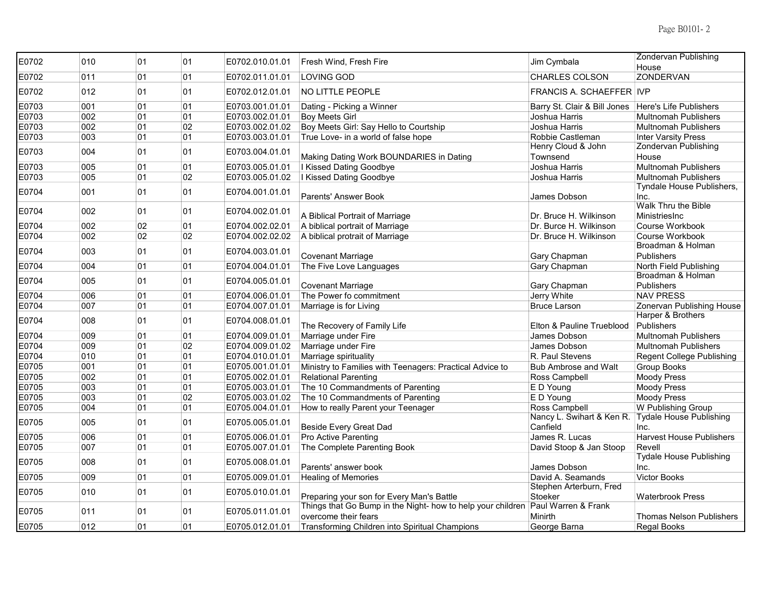| | | | | | | | |
|---|---|---|---|---|---|---|---|
| E0702 | 010 | 01 | 01 | E0702.010.01.01 | Fresh Wind, Fresh Fire | Jim Cymbala | Zondervan Publishing House |
| E0702 | 011 | 01 | 01 | E0702.011.01.01 | LOVING GOD | CHARLES COLSON | ZONDERVAN |
| E0702 | 012 | 01 | 01 | E0702.012.01.01 | NO LITTLE PEOPLE | FRANCIS A. SCHAEFFER | IVP |
| E0703 | 001 | 01 | 01 | E0703.001.01.01 | Dating - Picking a Winner | Barry St. Clair & Bill Jones | Here's Life Publishers |
| E0703 | 002 | 01 | 01 | E0703.002.01.01 | Boy Meets Girl | Joshua Harris | Multnomah Publishers |
| E0703 | 002 | 01 | 02 | E0703.002.01.02 | Boy Meets Girl: Say Hello to Courtship | Joshua Harris | Multnomah Publishers |
| E0703 | 003 | 01 | 01 | E0703.003.01.01 | True Love- in a world of false hope | Robbie Castleman | Inter Varsity Press |
| E0703 | 004 | 01 | 01 | E0703.004.01.01 | Making Dating Work BOUNDARIES in Dating | Henry Cloud & John Townsend | Zondervan Publishing House |
| E0703 | 005 | 01 | 01 | E0703.005.01.01 | I Kissed Dating Goodbye | Joshua Harris | Multnomah Publishers |
| E0703 | 005 | 01 | 02 | E0703.005.01.02 | I Kissed Dating Goodbye | Joshua Harris | Multnomah Publishers |
| E0704 | 001 | 01 | 01 | E0704.001.01.01 | Parents' Answer Book | James Dobson | Tyndale House Publishers, Inc. |
| E0704 | 002 | 01 | 01 | E0704.002.01.01 | A Biblical Portrait of Marriage | Dr. Bruce H. Wilkinson | Walk Thru the Bible MinistriesInc |
| E0704 | 002 | 02 | 01 | E0704.002.02.01 | A biblical portrait of Marriage | Dr. Burce H. Wilkinson | Course Workbook |
| E0704 | 002 | 02 | 02 | E0704.002.02.02 | A biblical protrait of Marriage | Dr. Bruce H. Wilkinson | Course Workbook |
| E0704 | 003 | 01 | 01 | E0704.003.01.01 | Covenant Marriage | Gary Chapman | Broadman & Holman Publishers |
| E0704 | 004 | 01 | 01 | E0704.004.01.01 | The Five Love Languages | Gary Chapman | North Field Publishing |
| E0704 | 005 | 01 | 01 | E0704.005.01.01 | Covenant Marriage | Gary Chapman | Broadman & Holman Publishers |
| E0704 | 006 | 01 | 01 | E0704.006.01.01 | The Power fo commitment | Jerry White | NAV PRESS |
| E0704 | 007 | 01 | 01 | E0704.007.01.01 | Marriage is for Living | Bruce Larson | Zonervan Publishing House |
| E0704 | 008 | 01 | 01 | E0704.008.01.01 | The Recovery of Family Life | Elton & Pauline Trueblood | Harper & Brothers Publishers |
| E0704 | 009 | 01 | 01 | E0704.009.01.01 | Marriage under Fire | James Dobson | Multnomah Publishers |
| E0704 | 009 | 01 | 02 | E0704.009.01.02 | Marriage under Fire | James Dobson | Multnomah Publishers |
| E0704 | 010 | 01 | 01 | E0704.010.01.01 | Marriage spirituality | R. Paul Stevens | Regent College Publishing |
| E0705 | 001 | 01 | 01 | E0705.001.01.01 | Ministry to Families with Teenagers: Practical Advice to | Bub Ambrose and Walt | Group Books |
| E0705 | 002 | 01 | 01 | E0705.002.01.01 | Relational Parenting | Ross Campbell | Moody Press |
| E0705 | 003 | 01 | 01 | E0705.003.01.01 | The 10 Commandments of Parenting | E D Young | Moody Press |
| E0705 | 003 | 01 | 02 | E0705.003.01.02 | The 10 Commandments of Parenting | E D Young | Moody Press |
| E0705 | 004 | 01 | 01 | E0705.004.01.01 | How to really Parent your Teenager | Ross Campbell | W Publishing Group |
| E0705 | 005 | 01 | 01 | E0705.005.01.01 | Beside Every Great Dad | Nancy L. Swihart & Ken R. Canfield | Tydale House Publishing Inc. |
| E0705 | 006 | 01 | 01 | E0705.006.01.01 | Pro Active Parenting | James R. Lucas | Harvest House Publishers |
| E0705 | 007 | 01 | 01 | E0705.007.01.01 | The Complete Parenting Book | David Stoop & Jan Stoop | Revell |
| E0705 | 008 | 01 | 01 | E0705.008.01.01 | Parents' answer book | James Dobson | Tydale House Publishing Inc. |
| E0705 | 009 | 01 | 01 | E0705.009.01.01 | Healing of Memories | David A. Seamands | Victor Books |
| E0705 | 010 | 01 | 01 | E0705.010.01.01 | Preparing your son for Every Man's Battle | Stephen Arterburn, Fred Stoeker | Waterbrook Press |
| E0705 | 011 | 01 | 01 | E0705.011.01.01 | Things that Go Bump in the Night- how to help your children overcome their fears | Paul Warren & Frank Minirth | Thomas Nelson Publishers |
| E0705 | 012 | 01 | 01 | E0705.012.01.01 | Transforming Children into Spiritual Champions | George Barna | Regal Books |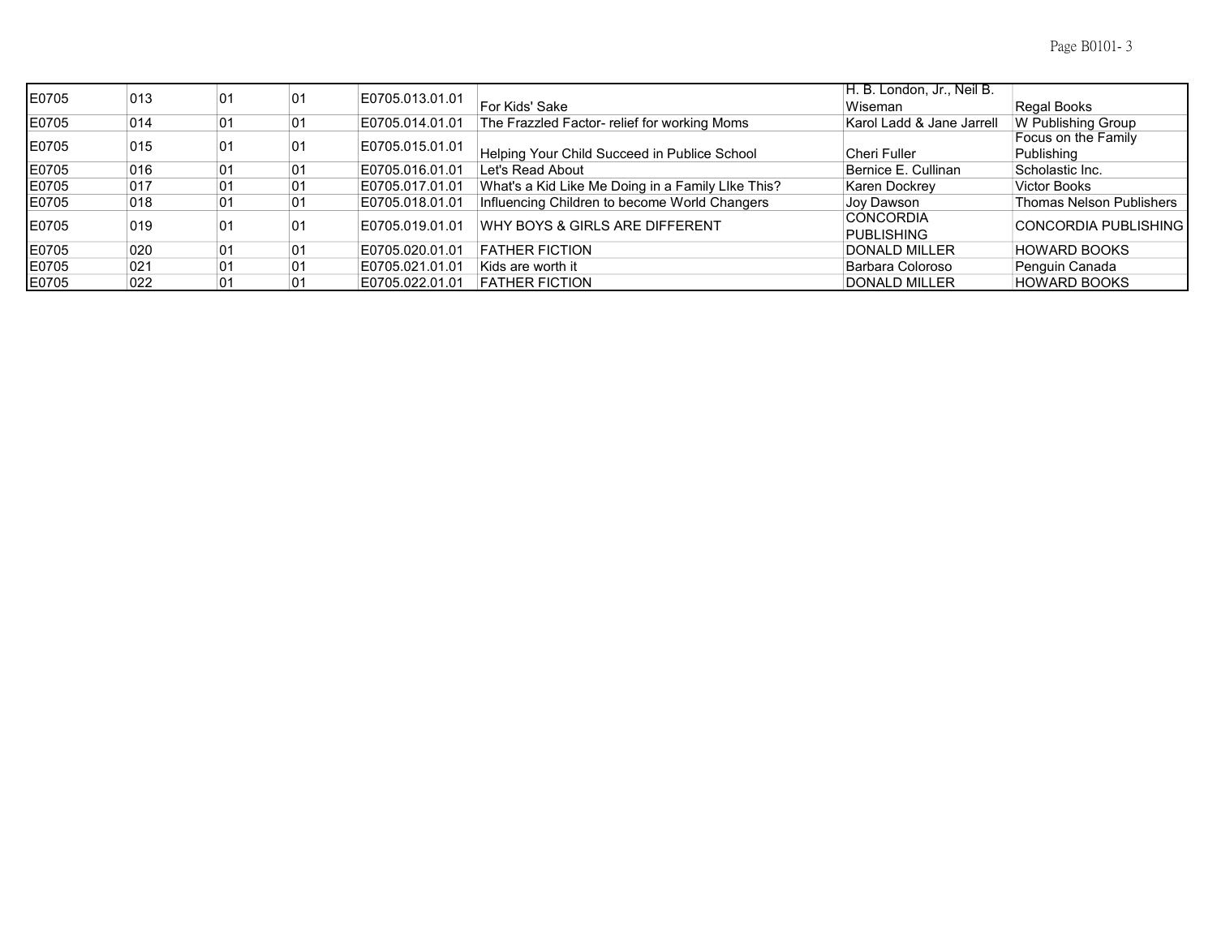| | | | | | | | |
|---|---|---|---|---|---|---|---|
| E0705 | 013 | 01 | 01 | E0705.013.01.01 | For Kids' Sake | H. B. London, Jr., Neil B. Wiseman | Regal Books |
| E0705 | 014 | 01 | 01 | E0705.014.01.01 | The Frazzled Factor- relief for working Moms | Karol Ladd & Jane Jarrell | W Publishing Group |
| E0705 | 015 | 01 | 01 | E0705.015.01.01 | Helping Your Child Succeed in Publice School | Cheri Fuller | Focus on the Family Publishing |
| E0705 | 016 | 01 | 01 | E0705.016.01.01 | Let's Read About | Bernice E. Cullinan | Scholastic Inc. |
| E0705 | 017 | 01 | 01 | E0705.017.01.01 | What's a Kid Like Me Doing in a Family LIke This? | Karen Dockrey | Victor Books |
| E0705 | 018 | 01 | 01 | E0705.018.01.01 | Influencing Children to become World Changers | Joy Dawson | Thomas Nelson Publishers |
| E0705 | 019 | 01 | 01 | E0705.019.01.01 | WHY BOYS & GIRLS ARE DIFFERENT | CONCORDIA PUBLISHING | CONCORDIA PUBLISHING |
| E0705 | 020 | 01 | 01 | E0705.020.01.01 | FATHER FICTION | DONALD MILLER | HOWARD BOOKS |
| E0705 | 021 | 01 | 01 | E0705.021.01.01 | Kids are worth it | Barbara Coloroso | Penguin Canada |
| E0705 | 022 | 01 | 01 | E0705.022.01.01 | FATHER FICTION | DONALD MILLER | HOWARD BOOKS |